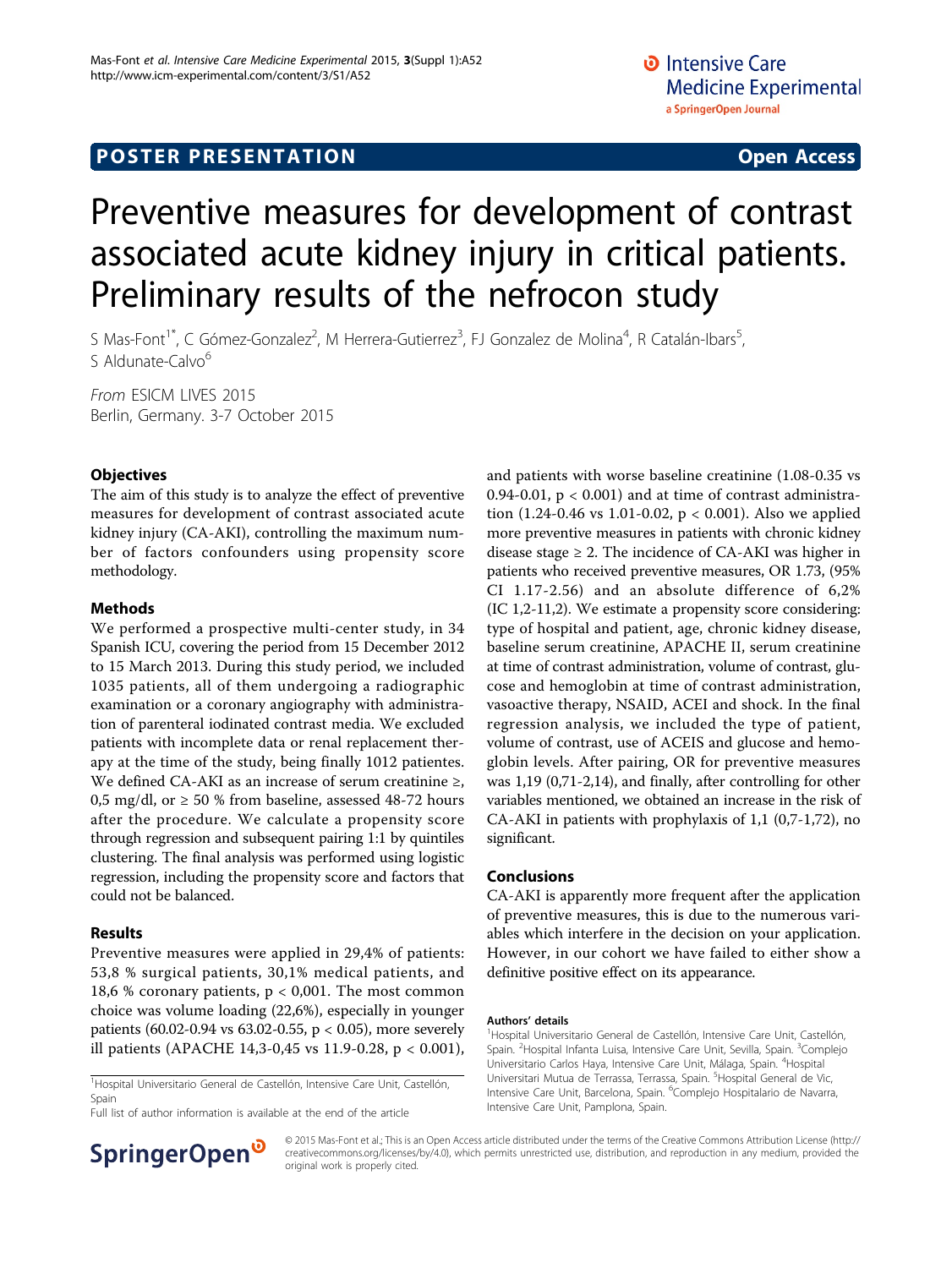POSTER PRESENTATION

Open Access

# Preventive measures for development of contrast associated acute kidney injury in critical patients. Preliminary results of the nefrocon study

S Mas-Font[1*], C Gómez-Gonzalez[2], M Herrera-Gutierrez[3], FJ Gonzalez de Molina[4], R Catalán-Ibars[5], S Aldunate-Calvo[6]

*From* ESICM LIVES 2015
Berlin, Germany. 3-7 October 2015

## Objectives

The aim of this study is to analyze the effect of preventive measures for development of contrast associated acute kidney injury (CA-AKI), controlling the maximum number of factors confounders using propensity score methodology.

## Methods

We performed a prospective multi-center study, in 34 Spanish ICU, covering the period from 15 December 2012 to 15 March 2013. During this study period, we included 1035 patients, all of them undergoing a radiographic examination or a coronary angiography with administration of parenteral iodinated contrast media. We excluded patients with incomplete data or renal replacement therapy at the time of the study, being finally 1012 patientes. We defined CA-AKI as an increase of serum creatinine ≥, 0,5 mg/dl, or ≥ 50 % from baseline, assessed 48-72 hours after the procedure. We calculate a propensity score through regression and subsequent pairing 1:1 by quintiles clustering. The final analysis was performed using logistic regression, including the propensity score and factors that could not be balanced.

## Results

Preventive measures were applied in 29,4% of patients: 53,8 % surgical patients, 30,1% medical patients, and 18,6 % coronary patients, p < 0,001. The most common choice was volume loading (22,6%), especially in younger patients (60.02-0.94 vs 63.02-0.55, p < 0.05), more severely ill patients (APACHE 14,3-0,45 vs 11.9-0.28, p < 0.001), and patients with worse baseline creatinine (1.08-0.35 vs 0.94-0.01, p < 0.001) and at time of contrast administration (1.24-0.46 vs 1.01-0.02, p < 0.001). Also we applied more preventive measures in patients with chronic kidney disease stage ≥ 2. The incidence of CA-AKI was higher in patients who received preventive measures, OR 1.73, (95% CI 1.17-2.56) and an absolute difference of 6,2% (IC 1,2-11,2). We estimate a propensity score considering: type of hospital and patient, age, chronic kidney disease, baseline serum creatinine, APACHE II, serum creatinine at time of contrast administration, volume of contrast, glucose and hemoglobin at time of contrast administration, vasoactive therapy, NSAID, ACEI and shock. In the final regression analysis, we included the type of patient, volume of contrast, use of ACEIS and glucose and hemoglobin levels. After pairing, OR for preventive measures was 1,19 (0,71-2,14), and finally, after controlling for other variables mentioned, we obtained an increase in the risk of CA-AKI in patients with prophylaxis of 1,1 (0,7-1,72), no significant.

## Conclusions

CA-AKI is apparently more frequent after the application of preventive measures, this is due to the numerous variables which interfere in the decision on your application. However, in our cohort we have failed to either show a definitive positive effect on its appearance.

#### Authors' details

[1]Hospital Universitario General de Castellón, Intensive Care Unit, Castellón, Spain. [2]Hospital Infanta Luisa, Intensive Care Unit, Sevilla, Spain. [3]Complejo Universitario Carlos Haya, Intensive Care Unit, Málaga, Spain. [4]Hospital Universitari Mutua de Terrassa, Terrassa, Spain. [5]Hospital General de Vic, Intensive Care Unit, Barcelona, Spain. [6]Complejo Hospitalario de Navarra, Intensive Care Unit, Pamplona, Spain.

[1]Hospital Universitario General de Castellón, Intensive Care Unit, Castellón, Spain
Full list of author information is available at the end of the article

© 2015 Mas-Font et al.; This is an Open Access article distributed under the terms of the Creative Commons Attribution License (http://creativecommons.org/licenses/by/4.0), which permits unrestricted use, distribution, and reproduction in any medium, provided the original work is properly cited.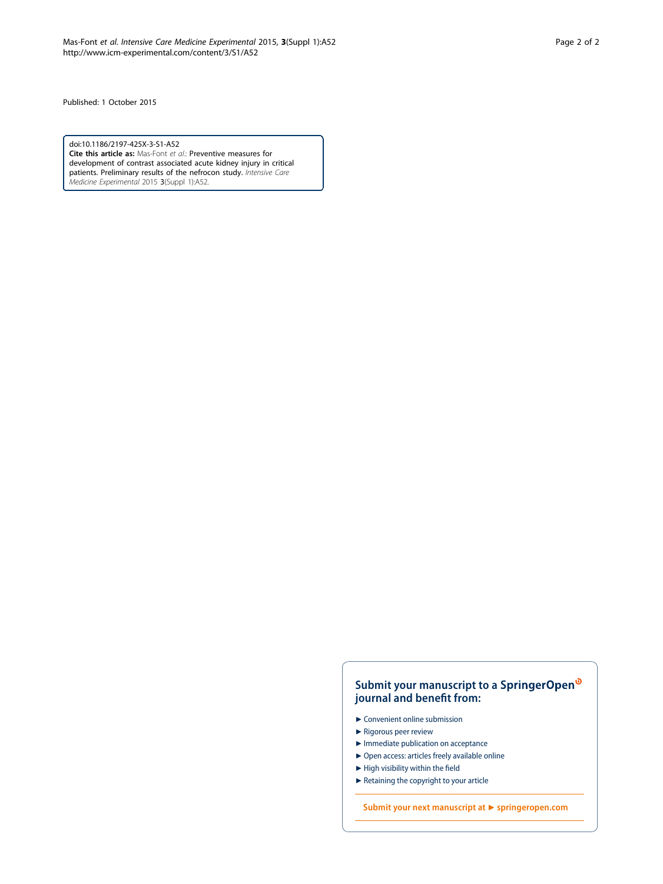Published: 1 October 2015

doi:10.1186/2197-425X-3-S1-A52

**Cite this article as:** Mas-Font *et al.*: Preventive measures for development of contrast associated acute kidney injury in critical patients. Preliminary results of the nefrocon study. *Intensive Care Medicine Experimental* 2015 **3**(Suppl 1):A52.

**Submit your manuscript to a SpringerOpen journal and benefit from:**

- ► Convenient online submission
- ► Rigorous peer review
- ► Immediate publication on acceptance
- ► Open access: articles freely available online
- ► High visibility within the field
- ► Retaining the copyright to your article

**Submit your next manuscript at ► springeropen.com**